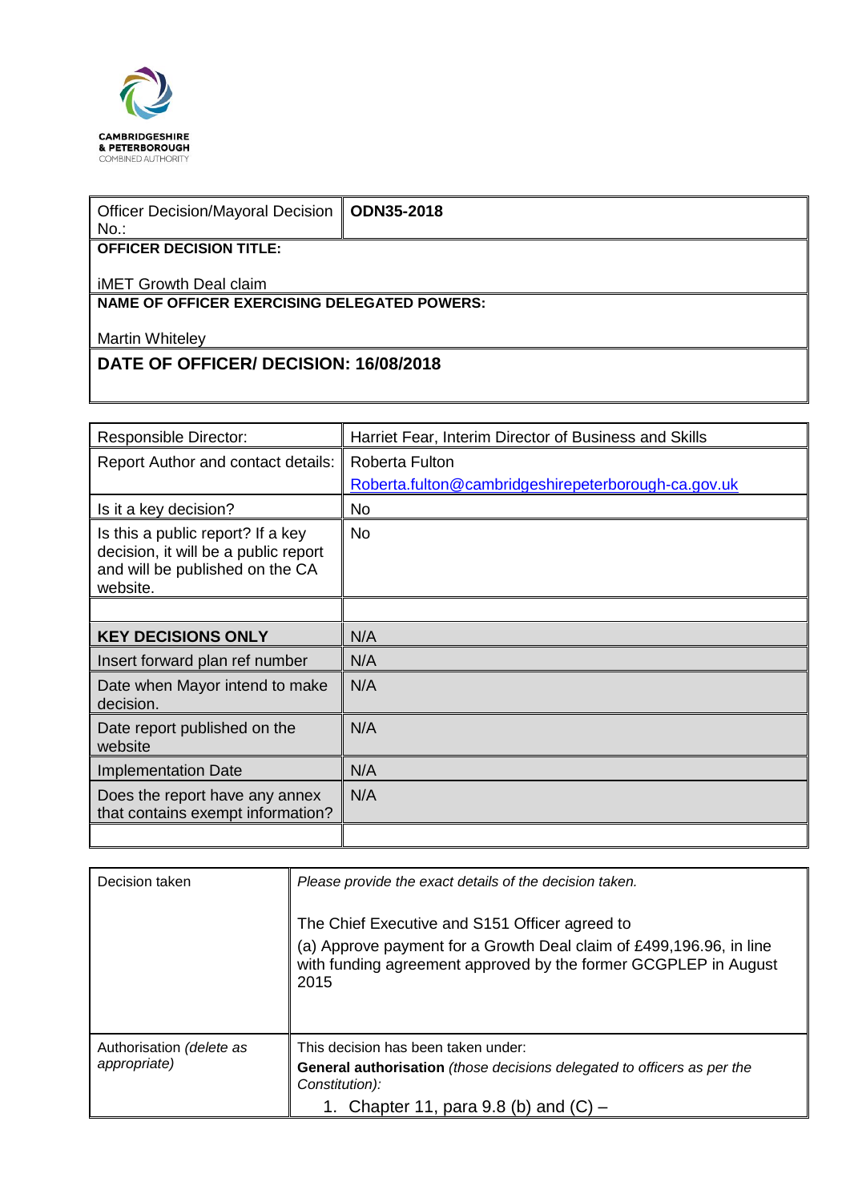CAMBRIDGESHIRE
& PETERBOROUGH
COMBINED AUTHORITY

| Officer Decision/Mayoral Decision No.: | **ODN35-2018** |
|---|---|
| **OFFICER DECISION TITLE:** iMET Growth Deal claim | |
| **NAME OF OFFICER EXERCISING DELEGATED POWERS:** Martin Whiteley | |
| **DATE OF OFFICER/ DECISION: 16/08/2018** | |

| Responsible Director: | Harriet Fear, Interim Director of Business and Skills |
|---|---|
| Report Author and contact details: | Roberta Fulton<br>Roberta.fulton@cambridgeshirepeterborough-ca.gov.uk |
| Is it a key decision? | No |
| Is this a public report? If a key decision, it will be a public report and will be published on the CA website. | No |
| | |
| **KEY DECISIONS ONLY** | N/A |
| Insert forward plan ref number | N/A |
| Date when Mayor intend to make decision. | N/A |
| Date report published on the website | N/A |
| Implementation Date | N/A |
| Does the report have any annex that contains exempt information? | N/A |
| | |

| Decision taken | *Please provide the exact details of the decision taken.*<br><br>The Chief Executive and S151 Officer agreed to<br>(a) Approve payment for a Growth Deal claim of £499,196.96, in line with funding agreement approved by the former GCGPLEP in August 2015 |
|---|---|
| Authorisation *(delete as appropriate)* | This decision has been taken under:<br>**General authorisation** *(those decisions delegated to officers as per the Constitution):*<br>1. Chapter 11, para 9.8 (b) and (C) – |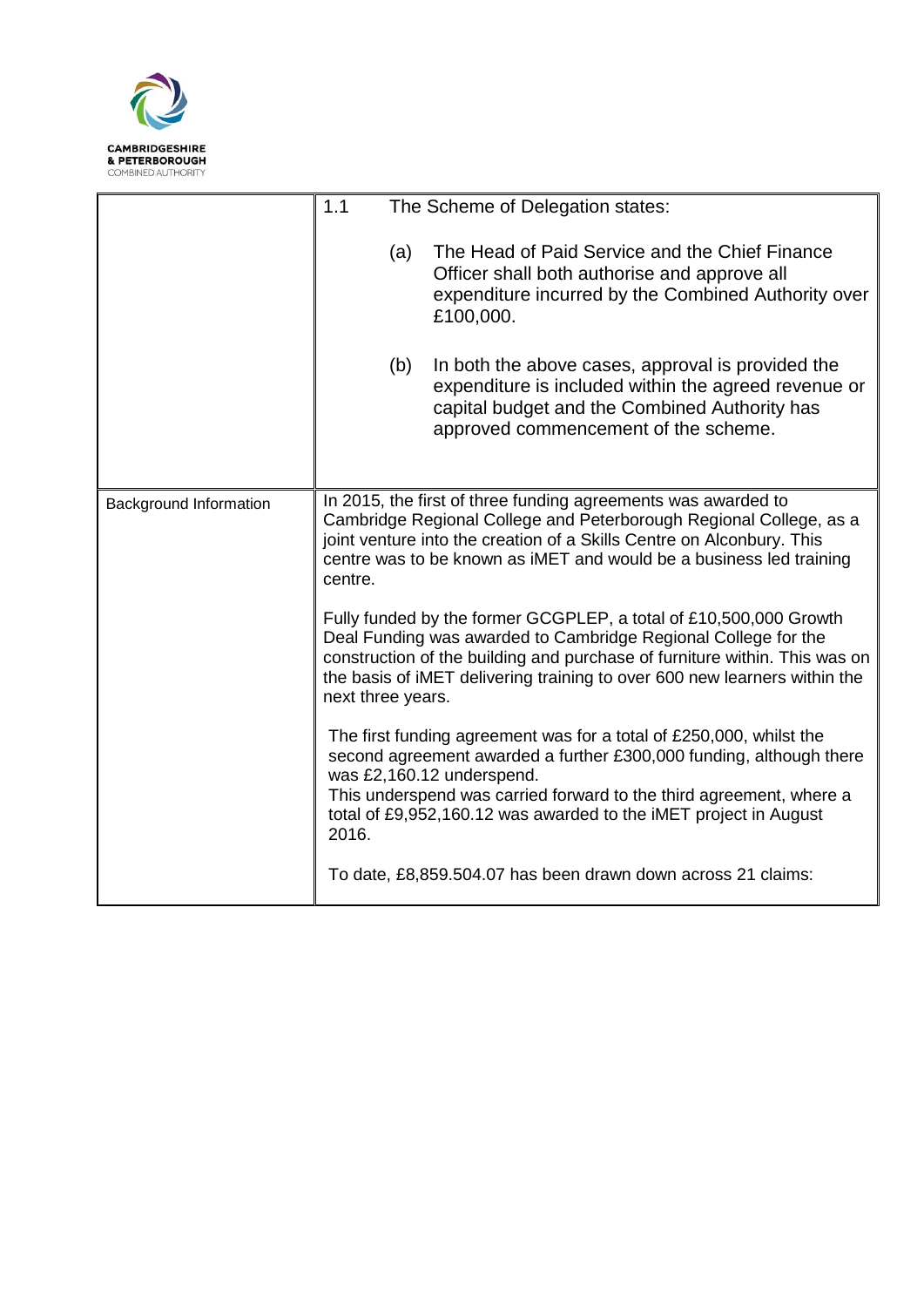| | |
|---|---|
| | 1.1 The Scheme of Delegation states:<br><br>(a) The Head of Paid Service and the Chief Finance Officer shall both authorise and approve all expenditure incurred by the Combined Authority over £100,000.<br><br>(b) In both the above cases, approval is provided the expenditure is included within the agreed revenue or capital budget and the Combined Authority has approved commencement of the scheme. |
| Background Information | In 2015, the first of three funding agreements was awarded to Cambridge Regional College and Peterborough Regional College, as a joint venture into the creation of a Skills Centre on Alconbury. This centre was to be known as iMET and would be a business led training centre.<br><br>Fully funded by the former GCGPLEP, a total of £10,500,000 Growth Deal Funding was awarded to Cambridge Regional College for the construction of the building and purchase of furniture within. This was on the basis of iMET delivering training to over 600 new learners within the next three years.<br><br>The first funding agreement was for a total of £250,000, whilst the second agreement awarded a further £300,000 funding, although there was £2,160.12 underspend.<br>This underspend was carried forward to the third agreement, where a total of £9,952,160.12 was awarded to the iMET project in August 2016.<br><br>To date, £8,859.504.07 has been drawn down across 21 claims: |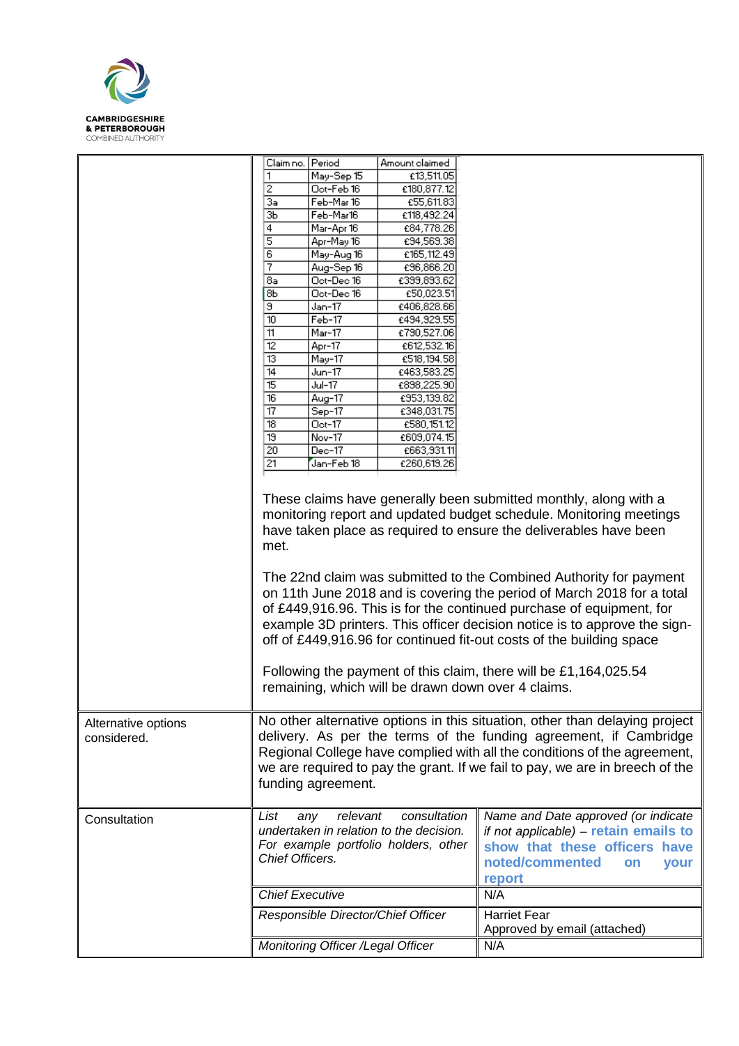| | |
|---|---|
| | Claim no. \| Period \| Amount claimed<br>1 \| May-Sep 15 \| £13,511.05<br>2 \| Oct-Feb 16 \| £180,877.12<br>3a \| Feb-Mar 16 \| £55,611.83<br>3b \| Feb-Mar16 \| £118,492.24<br>4 \| Mar-Apr 16 \| £84,778.26<br>5 \| Apr-May 16 \| £94,569.38<br>6 \| May-Aug 16 \| £165,112.49<br>7 \| Aug-Sep 16 \| £96,866.20<br>8a \| Oct-Dec 16 \| £399,893.62<br>8b \| Oct-Dec 16 \| £50,023.51<br>9 \| Jan-17 \| £406,828.66<br>10 \| Feb-17 \| £494,929.55<br>11 \| Mar-17 \| £790,527.06<br>12 \| Apr-17 \| £612,532.16<br>13 \| May-17 \| £518,194.58<br>14 \| Jun-17 \| £463,583.25<br>15 \| Jul-17 \| £898,225.90<br>16 \| Aug-17 \| £953,139.82<br>17 \| Sep-17 \| £348,031.75<br>18 \| Oct-17 \| £580,151.12<br>19 \| Nov-17 \| £609,074.15<br>20 \| Dec-17 \| £663,931.11<br>21 \| Jan-Feb 18 \| £260,619.26<br><br>These claims have generally been submitted monthly, along with a monitoring report and updated budget schedule. Monitoring meetings have taken place as required to ensure the deliverables have been met.<br><br>The 22nd claim was submitted to the Combined Authority for payment on 11th June 2018 and is covering the period of March 2018 for a total of £449,916.96. This is for the continued purchase of equipment, for example 3D printers. This officer decision notice is to approve the sign-off of £449,916.96 for continued fit-out costs of the building space<br><br>Following the payment of this claim, there will be £1,164,025.54 remaining, which will be drawn down over 4 claims. |
| Alternative options considered. | No other alternative options in this situation, other than delaying project delivery. As per the terms of the funding agreement, if Cambridge Regional College have complied with all the conditions of the agreement, we are required to pay the grant. If we fail to pay, we are in breech of the funding agreement. |

| Consultation | *List any relevant consultation undertaken in relation to the decision. For example portfolio holders, other Chief Officers.* | *Name and Date approved (or indicate if not applicable)* – **retain emails to show that these officers have noted/commented on your report** |
|---|---|---|
| | *Chief Executive* | N/A |
| | *Responsible Director/Chief Officer* | Harriet Fear<br>Approved by email (attached) |
| | *Monitoring Officer /Legal Officer* | N/A |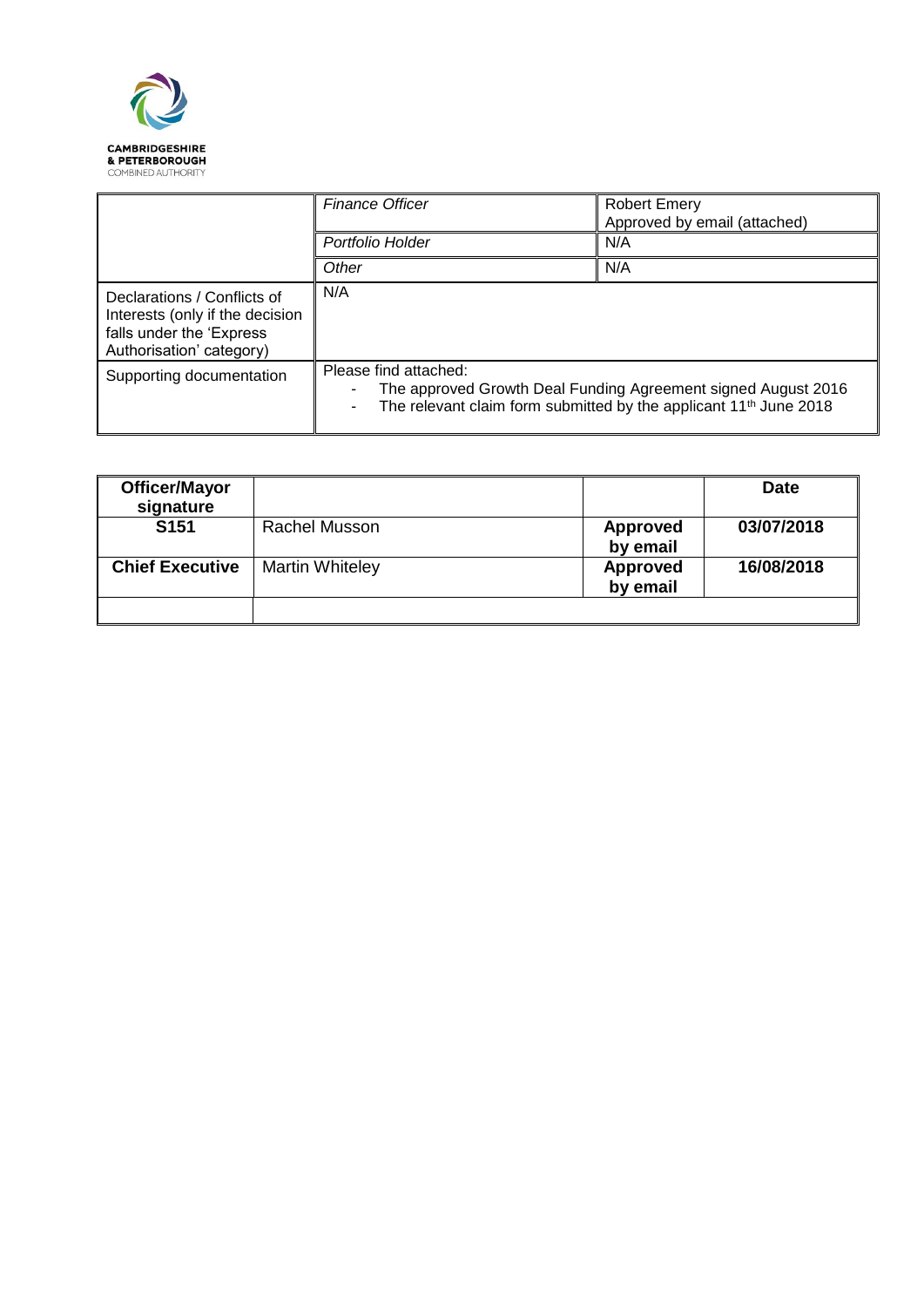**CAMBRIDGESHIRE & PETERBOROUGH**
COMBINED AUTHORITY

| | | |
|---|---|---|
| | *Finance Officer* | Robert Emery<br>Approved by email (attached) |
| | *Portfolio Holder* | N/A |
| | *Other* | N/A |
| Declarations / Conflicts of Interests (only if the decision falls under the 'Express Authorisation' category) | N/A | |
| Supporting documentation | Please find attached:<br>- The approved Growth Deal Funding Agreement signed August 2016<br>- The relevant claim form submitted by the applicant 11th June 2018 | |

| Officer/Mayor signature | | | Date |
|---|---|---|---|
| **S151** | Rachel Musson | **Approved by email** | **03/07/2018** |
| **Chief Executive** | Martin Whiteley | **Approved by email** | **16/08/2018** |
| | | | |